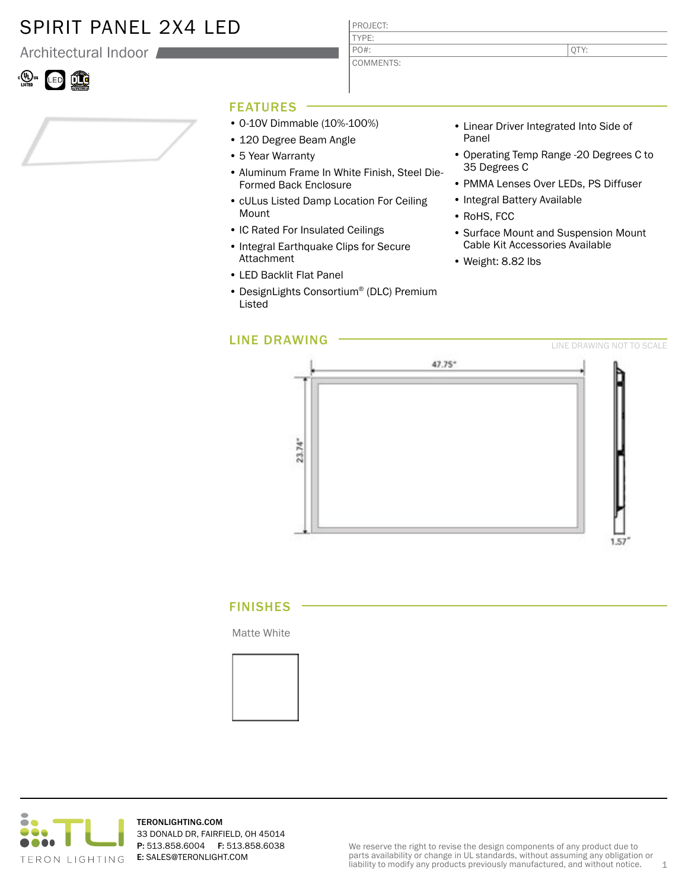# SPIRIT PANEL 2X4 LED

## Architectural Indoor

| PROJECT: | |
|---|---|
| TYPE: | |
| PO#: | QTY: |
| COMMENTS: | |

## FEATURES

- 0-10V Dimmable (10%-100%)
- 120 Degree Beam Angle
- 5 Year Warranty
- Aluminum Frame In White Finish, Steel Die-Formed Back Enclosure
- cULus Listed Damp Location For Ceiling Mount
- IC Rated For Insulated Ceilings
- Integral Earthquake Clips for Secure Attachment
- LED Backlit Flat Panel
- DesignLights Consortium® (DLC) Premium Listed
- Linear Driver Integrated Into Side of Panel
- Operating Temp Range -20 Degrees C to 35 Degrees C
- PMMA Lenses Over LEDs, PS Diffuser
- Integral Battery Available
- RoHS, FCC
- Surface Mount and Suspension Mount Cable Kit Accessories Available
- Weight: 8.82 lbs

## LINE DRAWING

LINE DRAWING NOT TO SCALE

47.75"

23.74"

1.57"

## FINISHES

Matte White

TERONLIGHTING.COM
33 DONALD DR, FAIRFIELD, OH 45014
**P:** 513.858.6004 **F:** 513.858.6038
**E:** SALES@TERONLIGHT.COM

We reserve the right to revise the design components of any product due to parts availability or change in UL standards, without assuming any obligation or liability to modify any products previously manufactured, and without notice.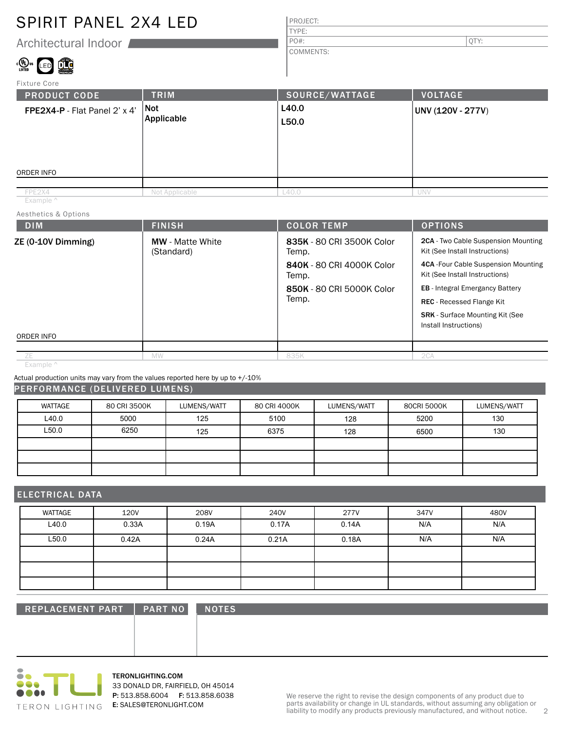# SPIRIT PANEL 2X4 LED

## Architectual Indoor

| PROJECT: | |
|---|---|
| TYPE: | |
| PO#: | QTY: |
| COMMENTS: | |

Fixture Core

| PRODUCT CODE | TRIM | SOURCE/WATTAGE | VOLTAGE |
|---|---|---|---|
| **FPE2X4-P** - Flat Panel 2' x 4' | **Not Applicable** | **L40.0**<br>**L50.0** | **UNV (120V - 277V)** |
| ORDER INFO | | | |
| FPE2X4 | Not Applicable | L40.0 | UNV |

Example ^

Aesthetics & Options

| DIM | FINISH | COLOR TEMP | OPTIONS |
|---|---|---|---|
| **ZE (0-10V Dimming)** | **MW** - Matte White (Standard) | **835K** - 80 CRI 3500K Color Temp.<br>**840K** - 80 CRI 4000K Color Temp.<br>**850K** - 80 CRI 5000K Color Temp. | **2CA** - Two Cable Suspension Mounting Kit (See Install Instructions)<br>**4CA** -Four Cable Suspension Mounting Kit (See Install Instructions)<br>**EB** - Integral Emergancy Battery<br>**REC** - Recessed Flange Kit<br>**SRK** - Surface Mounting Kit (See Install Instructions) |
| ORDER INFO | | | |
| ZE | MW | 835K | 2CA |

Example ^

Actual production units may vary from the values reported here by up to +/-10%

## PERFORMANCE (DELIVERED LUMENS)

| WATTAGE | 80 CRI 3500K | LUMENS/WATT | 80 CRI 4000K | LUMENS/WATT | 80CRI 5000K | LUMENS/WATT |
|---|---|---|---|---|---|---|
| L40.0 | 5000 | 125 | 5100 | 128 | 5200 | 130 |
| L50.0 | 6250 | 125 | 6375 | 128 | 6500 | 130 |

## ELECTRICAL DATA

| WATTAGE | 120V | 208V | 240V | 277V | 347V | 480V |
|---|---|---|---|---|---|---|
| L40.0 | 0.33A | 0.19A | 0.17A | 0.14A | N/A | N/A |
| L50.0 | 0.42A | 0.24A | 0.21A | 0.18A | N/A | N/A |

| REPLACEMENT PART | PART NO | NOTES |
|---|---|---|
| | | |

TERON LIGHTING

**TERONLIGHTING.COM**
33 DONALD DR, FAIRFIELD, OH 45014
**P:** 513.858.6004 **F:** 513.858.6038
**E:** SALES@TERONLIGHT.COM

We reserve the right to revise the design components of any product due to parts availability or change in UL standards, without assuming any obligation or liability to modify any products previously manufactured, and without notice.